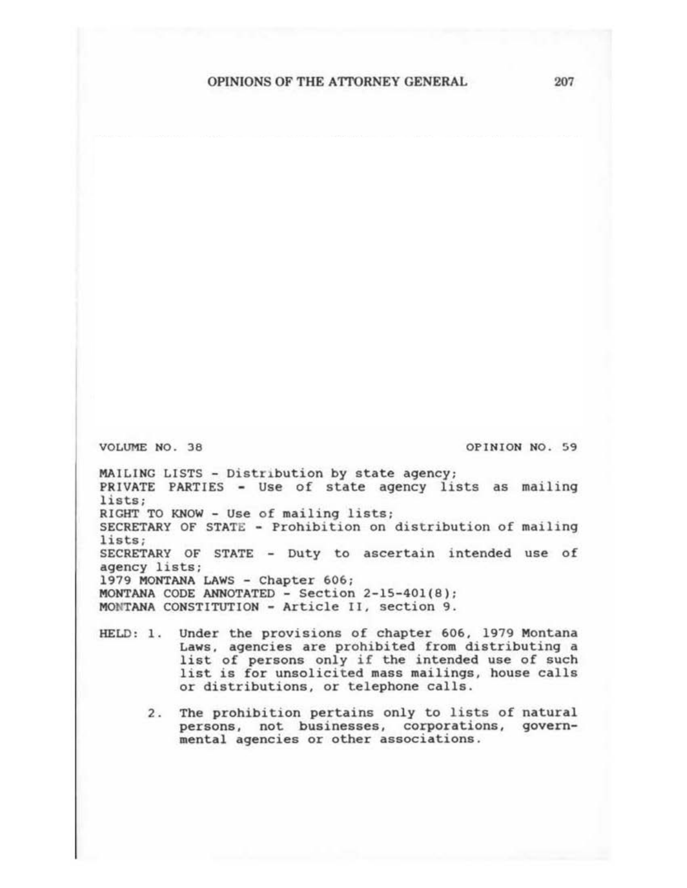VOLUME NO. 38 OPINION NO. 59

MAILING LISTS - Distribution by state agency;
PRIVATE PARTIES - Use of state agency lists as mailing lists;
RIGHT TO KNOW - Use of mailing lists;
SECRETARY OF STATE - Prohibition on distribution of mailing lists;
SECRETARY OF STATE - Duty to ascertain intended use of agency lists;
1979 MONTANA LAWS - Chapter 606;
MONTANA CODE ANNOTATED - Section 2-15-401(8);
MONTANA CONSTITUTION - Article II, section 9.

HELD:

1. Under the provisions of chapter 606, 1979 Montana Laws, agencies are prohibited from distributing a list of persons only if the intended use of such list is for unsolicited mass mailings, house calls or distributions, or telephone calls.

2. The prohibition pertains only to lists of natural persons, not businesses, corporations, governmental agencies or other associations.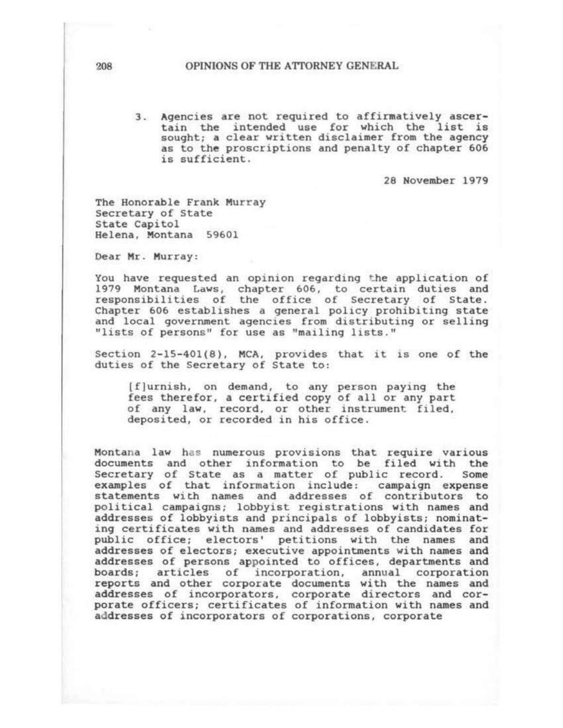3. Agencies are not required to affirmatively ascertain the intended use for which the list is sought; a clear written disclaimer from the agency as to the proscriptions and penalty of chapter 606 is sufficient.

28 November 1979

The Honorable Frank Murray
Secretary of State
State Capitol
Helena, Montana 59601

Dear Mr. Murray:

You have requested an opinion regarding the application of 1979 Montana Laws, chapter 606, to certain duties and responsibilities of the office of Secretary of State. Chapter 606 establishes a general policy prohibiting state and local government agencies from distributing or selling "lists of persons" for use as "mailing lists."

Section 2-15-401(8), MCA, provides that it is one of the duties of the Secretary of State to:

> [f]urnish, on demand, to any person paying the fees therefor, a certified copy of all or any part of any law, record, or other instrument filed, deposited, or recorded in his office.

Montana law has numerous provisions that require various documents and other information to be filed with the Secretary of State as a matter of public record. Some examples of that information include: campaign expense statements with names and addresses of contributors to political campaigns; lobbyist registrations with names and addresses of lobbyists and principals of lobbyists; nominating certificates with names and addresses of candidates for public office; electors' petitions with the names and addresses of electors; executive appointments with names and addresses of persons appointed to offices, departments and boards; articles of incorporation, annual corporation reports and other corporate documents with the names and addresses of incorporators, corporate directors and corporate officers; certificates of information with names and addresses of incorporators of corporations, corporate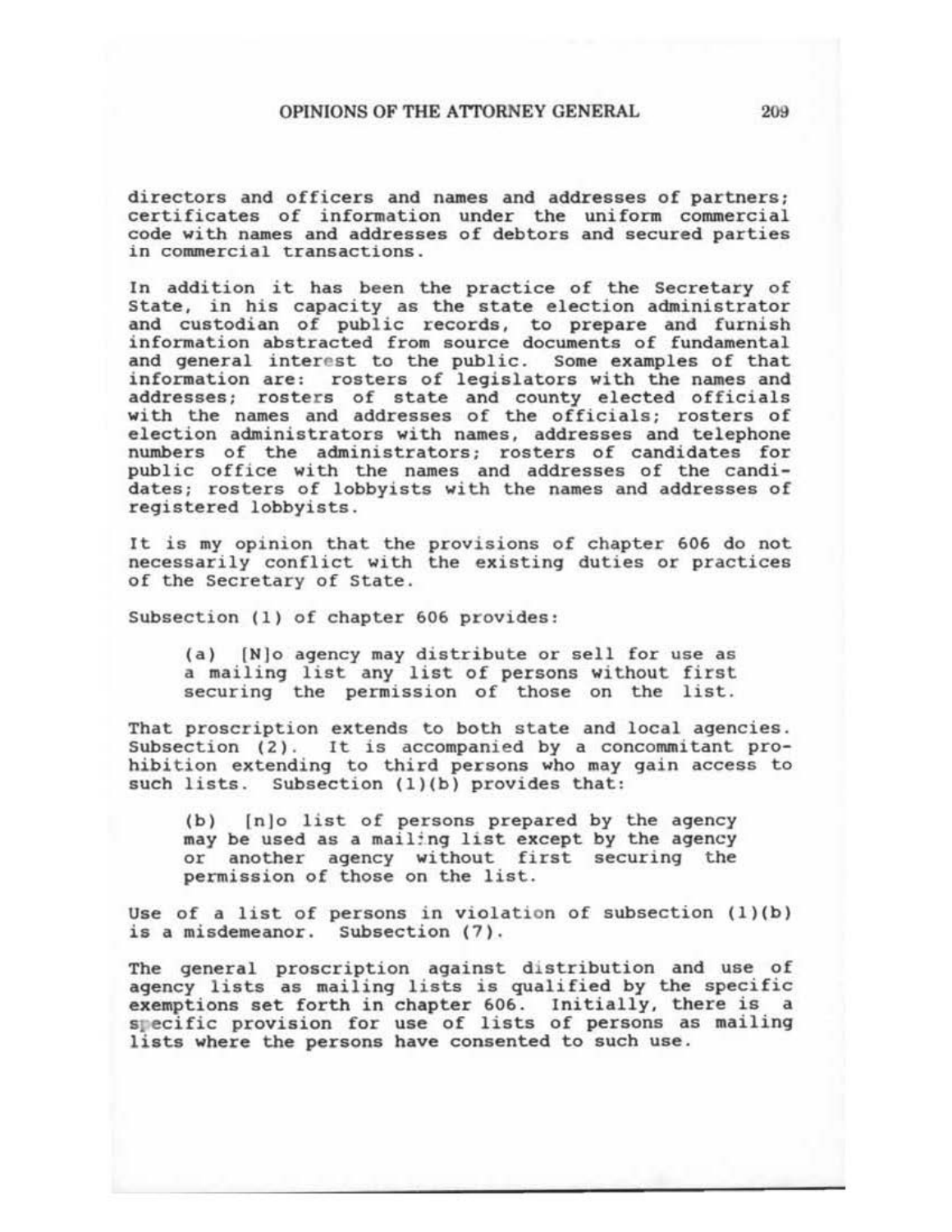directors and officers and names and addresses of partners; certificates of information under the uniform commercial code with names and addresses of debtors and secured parties in commercial transactions.

In addition it has been the practice of the Secretary of State, in his capacity as the state election administrator and custodian of public records, to prepare and furnish information abstracted from source documents of fundamental and general interest to the public. Some examples of that information are: rosters of legislators with the names and addresses; rosters of state and county elected officials with the names and addresses of the officials; rosters of election administrators with names, addresses and telephone numbers of the administrators; rosters of candidates for public office with the names and addresses of the candidates; rosters of lobbyists with the names and addresses of registered lobbyists.

It is my opinion that the provisions of chapter 606 do not necessarily conflict with the existing duties or practices of the Secretary of State.

Subsection (1) of chapter 606 provides:

> (a) [N]o agency may distribute or sell for use as a mailing list any list of persons without first securing the permission of those on the list.

That proscription extends to both state and local agencies. Subsection (2). It is accompanied by a concommitant prohibition extending to third persons who may gain access to such lists. Subsection (1)(b) provides that:

> (b) [n]o list of persons prepared by the agency may be used as a mailing list except by the agency or another agency without first securing the permission of those on the list.

Use of a list of persons in violation of subsection (1)(b) is a misdemeanor. Subsection (7).

The general proscription against distribution and use of agency lists as mailing lists is qualified by the specific exemptions set forth in chapter 606. Initially, there is a specific provision for use of lists of persons as mailing lists where the persons have consented to such use.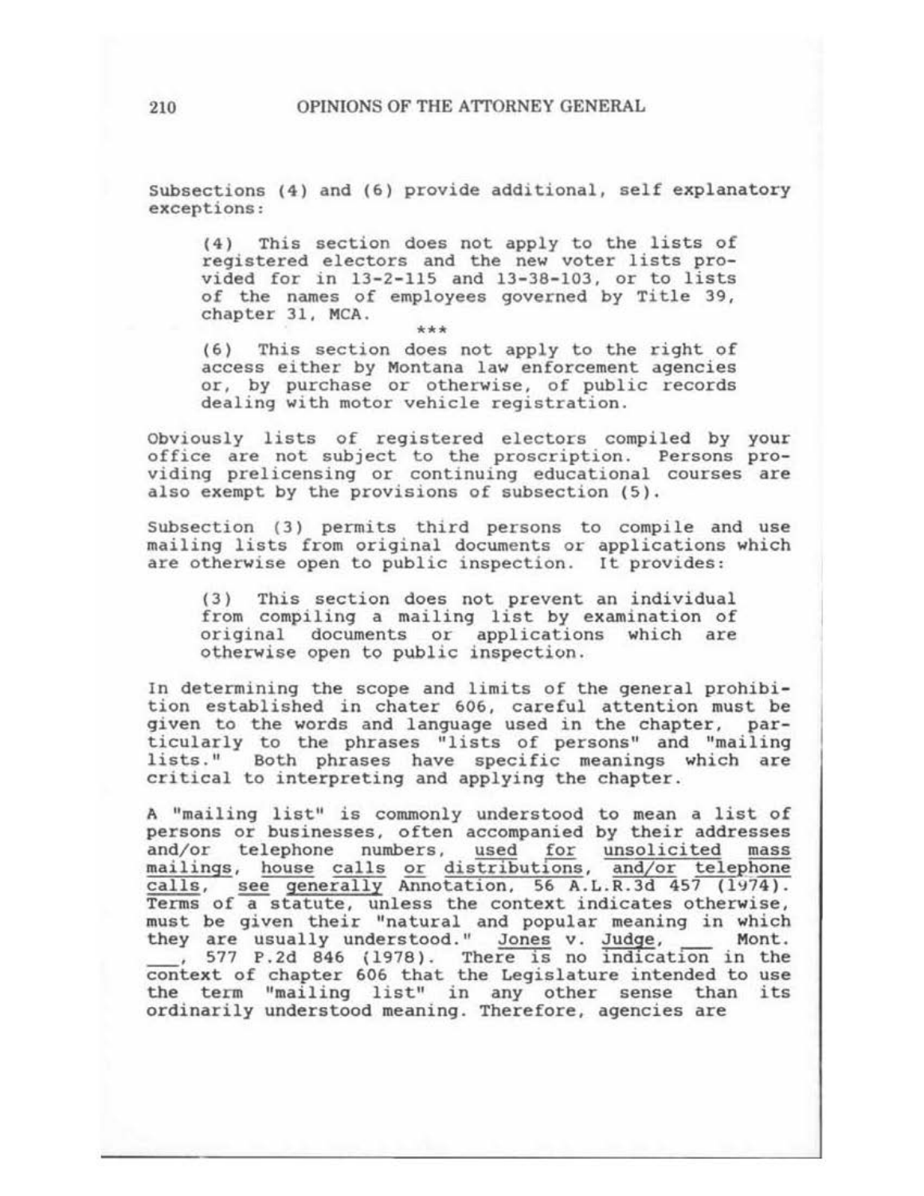Subsections (4) and (6) provide additional, self explanatory exceptions:

> (4) This section does not apply to the lists of registered electors and the new voter lists provided for in 13-2-115 and 13-38-103, or to lists of the names of employees governed by Title 39, chapter 31, MCA.
>
> \*\*\*
>
> (6) This section does not apply to the right of access either by Montana law enforcement agencies or, by purchase or otherwise, of public records dealing with motor vehicle registration.

Obviously lists of registered electors compiled by your office are not subject to the proscription. Persons providing prelicensing or continuing educational courses are also exempt by the provisions of subsection (5).

Subsection (3) permits third persons to compile and use mailing lists from original documents or applications which are otherwise open to public inspection. It provides:

> (3) This section does not prevent an individual from compiling a mailing list by examination of original documents or applications which are otherwise open to public inspection.

In determining the scope and limits of the general prohibition established in chater 606, careful attention must be given to the words and language used in the chapter, particularly to the phrases "lists of persons" and "mailing lists." Both phrases have specific meanings which are critical to interpreting and applying the chapter.

A "mailing list" is commonly understood to mean a list of persons or businesses, often accompanied by their addresses and/or telephone numbers, <u>used for unsolicited mass mailings</u>, <u>house calls or distributions</u>, <u>and/or telephone calls</u>, <u>see generally</u> Annotation, 56 A.L.R.3d 457 (1974). Terms of a statute, unless the context indicates otherwise, must be given their "natural and popular meaning in which they are usually understood." <u>Jones</u> v. <u>Judge</u>, \_\_\_ Mont. \_\_\_, 577 P.2d 846 (1978). There is no indication in the context of chapter 606 that the Legislature intended to use the term "mailing list" in any other sense than its ordinarily understood meaning. Therefore, agencies are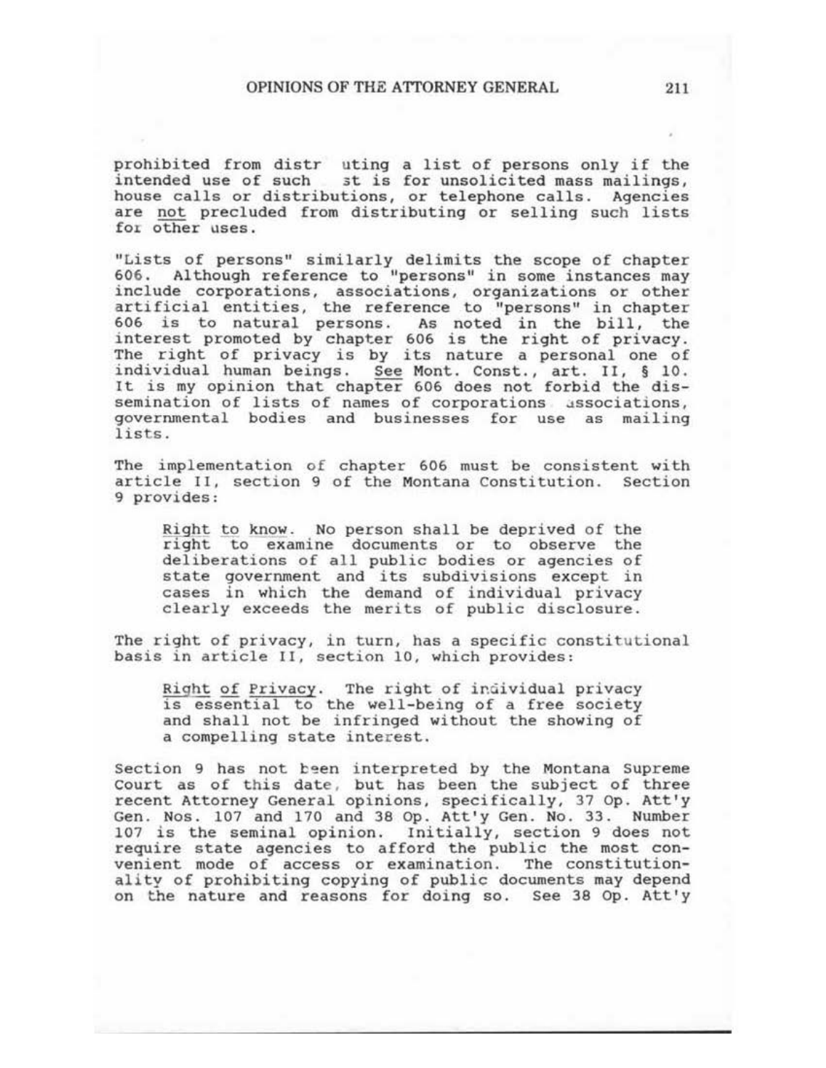prohibited from distr uting a list of persons only if the intended use of such st is for unsolicited mass mailings, house calls or distributions, or telephone calls. Agencies are not precluded from distributing or selling such lists for other uses.

"Lists of persons" similarly delimits the scope of chapter 606. Although reference to "persons" in some instances may include corporations, associations, organizations or other artificial entities, the reference to "persons" in chapter 606 is to natural persons. As noted in the bill, the interest promoted by chapter 606 is the right of privacy. The right of privacy is by its nature a personal one of individual human beings. See Mont. Const., art. II, § 10. It is my opinion that chapter 606 does not forbid the dissemination of lists of names of corporations associations, governmental bodies and businesses for use as mailing lists.

The implementation of chapter 606 must be consistent with article II, section 9 of the Montana Constitution. Section 9 provides:

> Right to know. No person shall be deprived of the right to examine documents or to observe the deliberations of all public bodies or agencies of state government and its subdivisions except in cases in which the demand of individual privacy clearly exceeds the merits of public disclosure.

The right of privacy, in turn, has a specific constitutional basis in article II, section 10, which provides:

> Right of Privacy. The right of individual privacy is essential to the well-being of a free society and shall not be infringed without the showing of a compelling state interest.

Section 9 has not been interpreted by the Montana Supreme Court as of this date, but has been the subject of three recent Attorney General opinions, specifically, 37 Op. Att'y Gen. Nos. 107 and 170 and 38 Op. Att'y Gen. No. 33. Number 107 is the seminal opinion. Initially, section 9 does not require state agencies to afford the public the most convenient mode of access or examination. The constitutionality of prohibiting copying of public documents may depend on the nature and reasons for doing so. See 38 Op. Att'y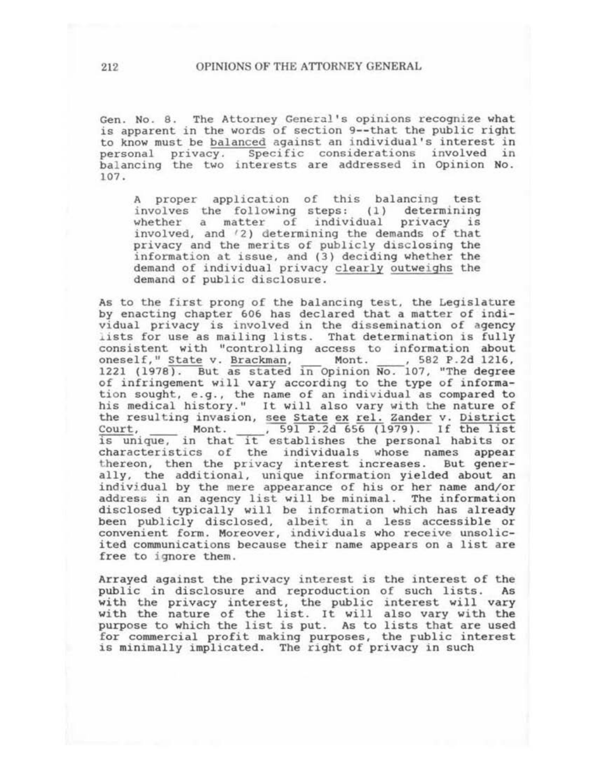Gen. No. 8. The Attorney General's opinions recognize what is apparent in the words of section 9--that the public right to know must be <u>balanced</u> against an individual's interest in personal privacy. Specific considerations involved in balancing the two interests are addressed in Opinion No. 107.

> A proper application of this balancing test involves the following steps: (1) determining whether a matter of individual privacy is involved, and (2) determining the demands of that privacy and the merits of publicly disclosing the information at issue, and (3) deciding whether the demand of individual privacy <u>clearly outweighs</u> the demand of public disclosure.

As to the first prong of the balancing test, the Legislature by enacting chapter 606 has declared that a matter of individual privacy is involved in the dissemination of agency lists for use as mailing lists. That determination is fully consistent with "controlling access to information about oneself," <u>State</u> v. <u>Brackman</u>, ___ Mont. ___, 582 P.2d 1216, 1221 (1978). But as stated in Opinion No. 107, "The degree of infringement will vary according to the type of information sought, e.g., the name of an individual as compared to his medical history." It will also vary with the nature of the resulting invasion, <u>see State ex rel. Zander</u> v. <u>District Court</u>, ___ Mont. ___, 591 P.2d 656 (1979). If the list is unique, in that it establishes the personal habits or characteristics of the individuals whose names appear thereon, then the privacy interest increases. But generally, the additional, unique information yielded about an individual by the mere appearance of his or her name and/or address in an agency list will be minimal. The information disclosed typically will be information which has already been publicly disclosed, albeit in a less accessible or convenient form. Moreover, individuals who receive unsolicited communications because their name appears on a list are free to ignore them.

Arrayed against the privacy interest is the interest of the public in disclosure and reproduction of such lists. As with the privacy interest, the public interest will vary with the nature of the list. It will also vary with the purpose to which the list is put. As to lists that are used for commercial profit making purposes, the public interest is minimally implicated. The right of privacy in such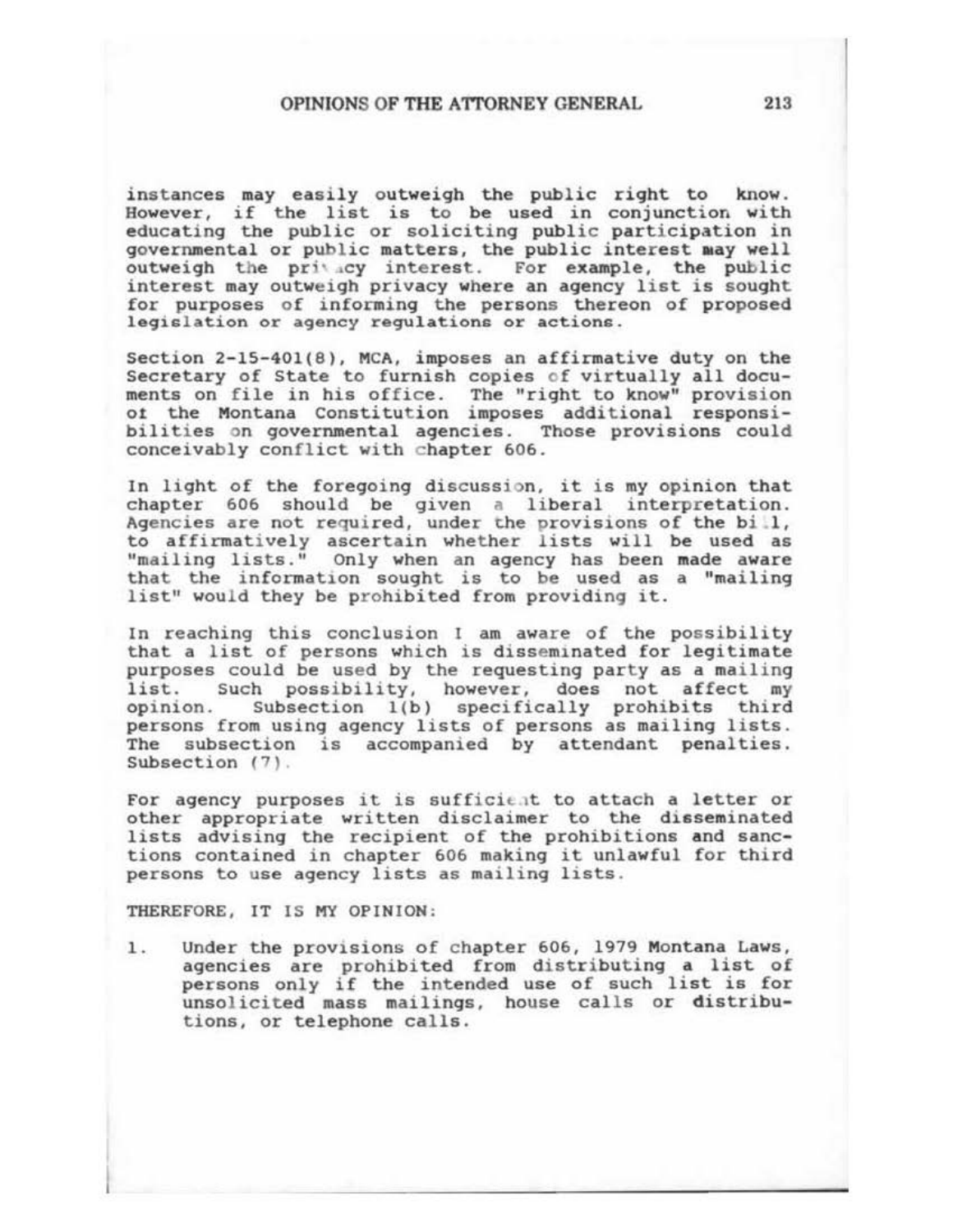instances may easily outweigh the public right to know. However, if the list is to be used in conjunction with educating the public or soliciting public participation in governmental or public matters, the public interest may well outweigh the privacy interest. For example, the public interest may outweigh privacy where an agency list is sought for purposes of informing the persons thereon of proposed legislation or agency regulations or actions.

Section 2-15-401(8), MCA, imposes an affirmative duty on the Secretary of State to furnish copies of virtually all documents on file in his office. The "right to know" provision of the Montana Constitution imposes additional responsibilities on governmental agencies. Those provisions could conceivably conflict with chapter 606.

In light of the foregoing discussion, it is my opinion that chapter 606 should be given a liberal interpretation. Agencies are not required, under the provisions of the bill, to affirmatively ascertain whether lists will be used as "mailing lists." Only when an agency has been made aware that the information sought is to be used as a "mailing list" would they be prohibited from providing it.

In reaching this conclusion I am aware of the possibility that a list of persons which is disseminated for legitimate purposes could be used by the requesting party as a mailing list. Such possibility, however, does not affect my opinion. Subsection 1(b) specifically prohibits third persons from using agency lists of persons as mailing lists. The subsection is accompanied by attendant penalties. Subsection (7).

For agency purposes it is sufficient to attach a letter or other appropriate written disclaimer to the disseminated lists advising the recipient of the prohibitions and sanctions contained in chapter 606 making it unlawful for third persons to use agency lists as mailing lists.

THEREFORE, IT IS MY OPINION:

1. Under the provisions of chapter 606, 1979 Montana Laws, agencies are prohibited from distributing a list of persons only if the intended use of such list is for unsolicited mass mailings, house calls or distributions, or telephone calls.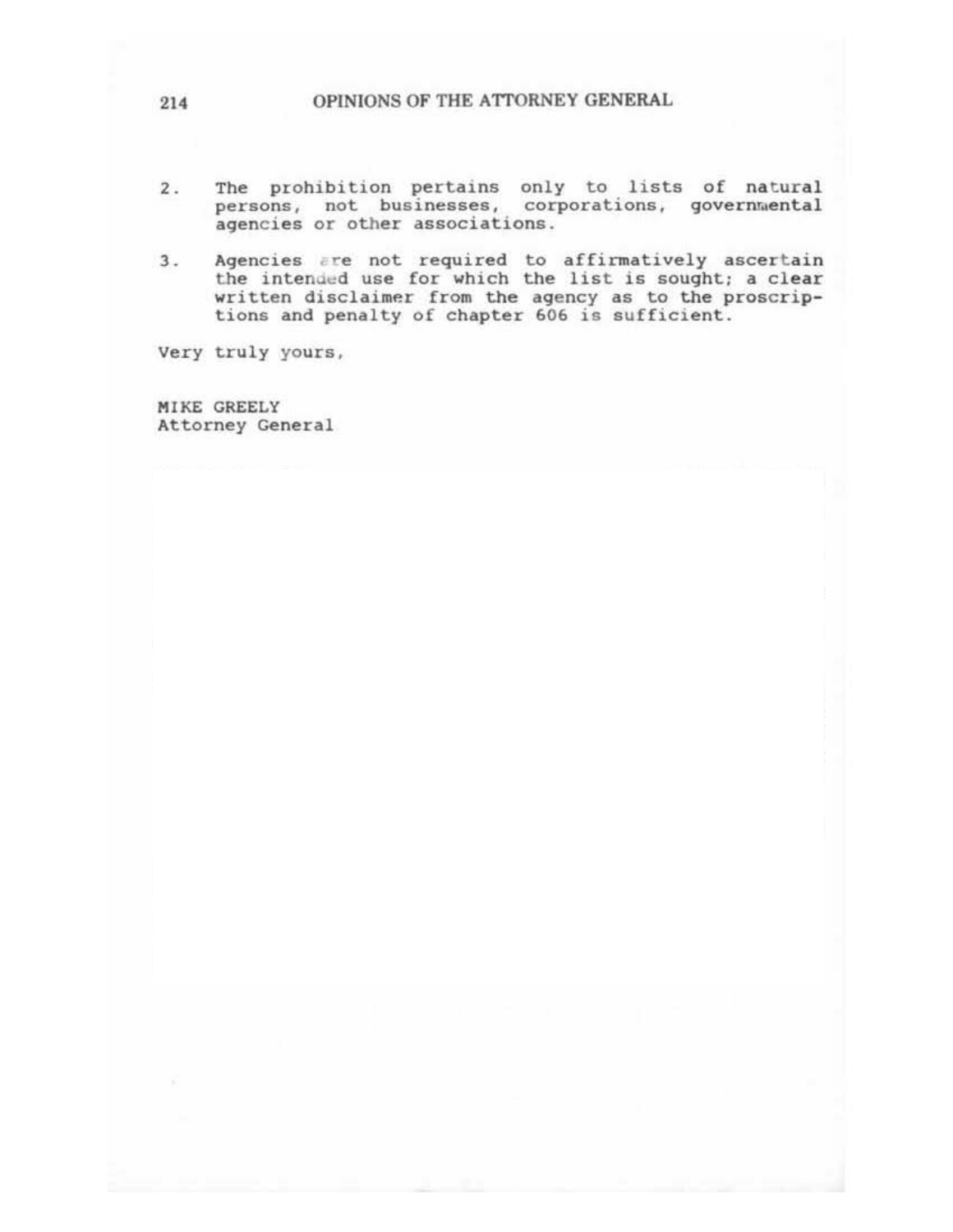2. The prohibition pertains only to lists of natural persons, not businesses, corporations, governmental agencies or other associations.

3. Agencies are not required to affirmatively ascertain the intended use for which the list is sought; a clear written disclaimer from the agency as to the proscriptions and penalty of chapter 606 is sufficient.

Very truly yours,

MIKE GREELY
Attorney General